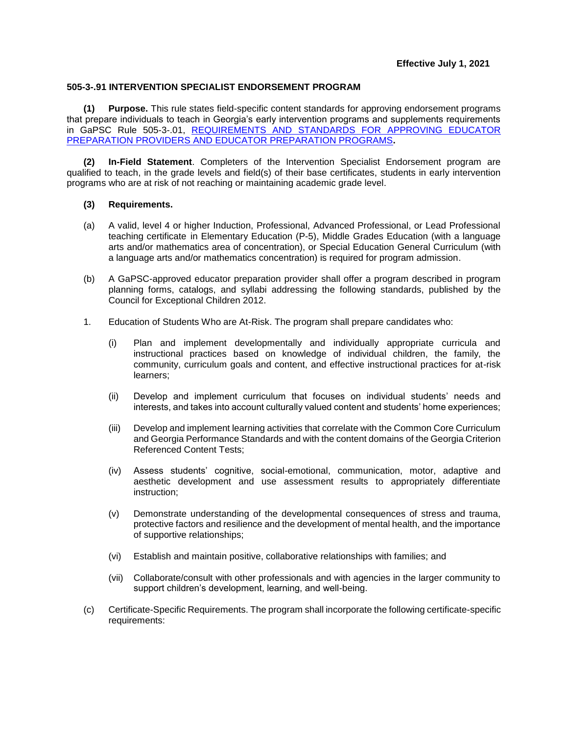**Effective July 1, 2021**

## 505-3-.91 INTERVENTION SPECIALIST ENDORSEMENT PROGRAM

**(1) Purpose.** This rule states field-specific content standards for approving endorsement programs that prepare individuals to teach in Georgia's early intervention programs and supplements requirements in GaPSC Rule 505-3-.01, REQUIREMENTS AND STANDARDS FOR APPROVING EDUCATOR PREPARATION PROVIDERS AND EDUCATOR PREPARATION PROGRAMS**.**

**(2) In-Field Statement**. Completers of the Intervention Specialist Endorsement program are qualified to teach, in the grade levels and field(s) of their base certificates, students in early intervention programs who are at risk of not reaching or maintaining academic grade level.

**(3) Requirements.**

(a) A valid, level 4 or higher Induction, Professional, Advanced Professional, or Lead Professional teaching certificate in Elementary Education (P-5), Middle Grades Education (with a language arts and/or mathematics area of concentration), or Special Education General Curriculum (with a language arts and/or mathematics concentration) is required for program admission.

(b) A GaPSC-approved educator preparation provider shall offer a program described in program planning forms, catalogs, and syllabi addressing the following standards, published by the Council for Exceptional Children 2012.

1. Education of Students Who are At-Risk. The program shall prepare candidates who:

   (i) Plan and implement developmentally and individually appropriate curricula and instructional practices based on knowledge of individual children, the family, the community, curriculum goals and content, and effective instructional practices for at-risk learners;

   (ii) Develop and implement curriculum that focuses on individual students' needs and interests, and takes into account culturally valued content and students' home experiences;

   (iii) Develop and implement learning activities that correlate with the Common Core Curriculum and Georgia Performance Standards and with the content domains of the Georgia Criterion Referenced Content Tests;

   (iv) Assess students' cognitive, social-emotional, communication, motor, adaptive and aesthetic development and use assessment results to appropriately differentiate instruction;

   (v) Demonstrate understanding of the developmental consequences of stress and trauma, protective factors and resilience and the development of mental health, and the importance of supportive relationships;

   (vi) Establish and maintain positive, collaborative relationships with families; and

   (vii) Collaborate/consult with other professionals and with agencies in the larger community to support children's development, learning, and well-being.

(c) Certificate-Specific Requirements. The program shall incorporate the following certificate-specific requirements: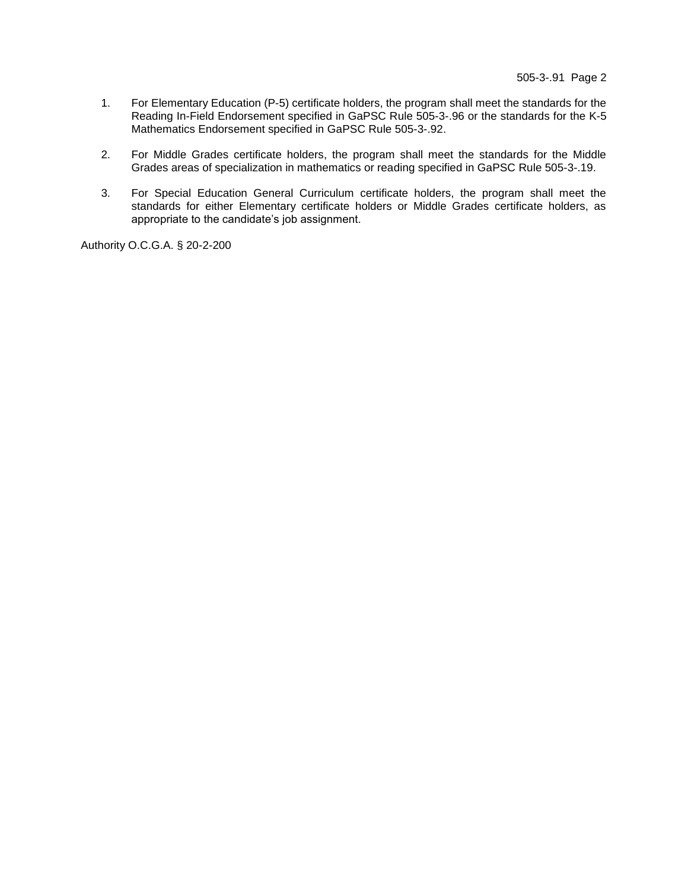1. For Elementary Education (P-5) certificate holders, the program shall meet the standards for the Reading In-Field Endorsement specified in GaPSC Rule 505-3-.96 or the standards for the K-5 Mathematics Endorsement specified in GaPSC Rule 505-3-.92.

2. For Middle Grades certificate holders, the program shall meet the standards for the Middle Grades areas of specialization in mathematics or reading specified in GaPSC Rule 505-3-.19.

3. For Special Education General Curriculum certificate holders, the program shall meet the standards for either Elementary certificate holders or Middle Grades certificate holders, as appropriate to the candidate's job assignment.

Authority O.C.G.A. § 20-2-200